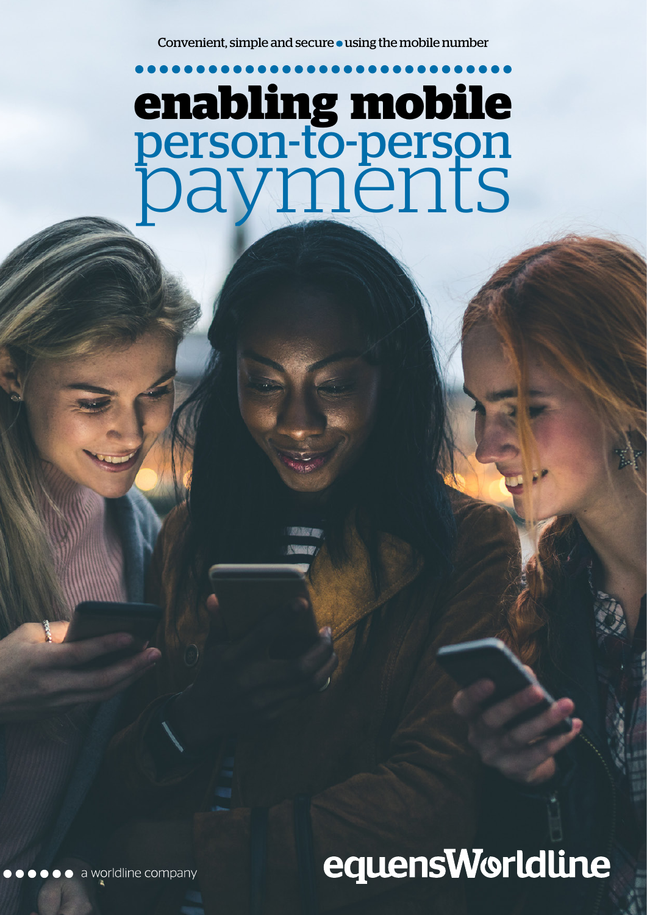Convenient, simple and secure • using the mobile number

# enabling mobile person-to-person payments

a worldline company

equensWorldline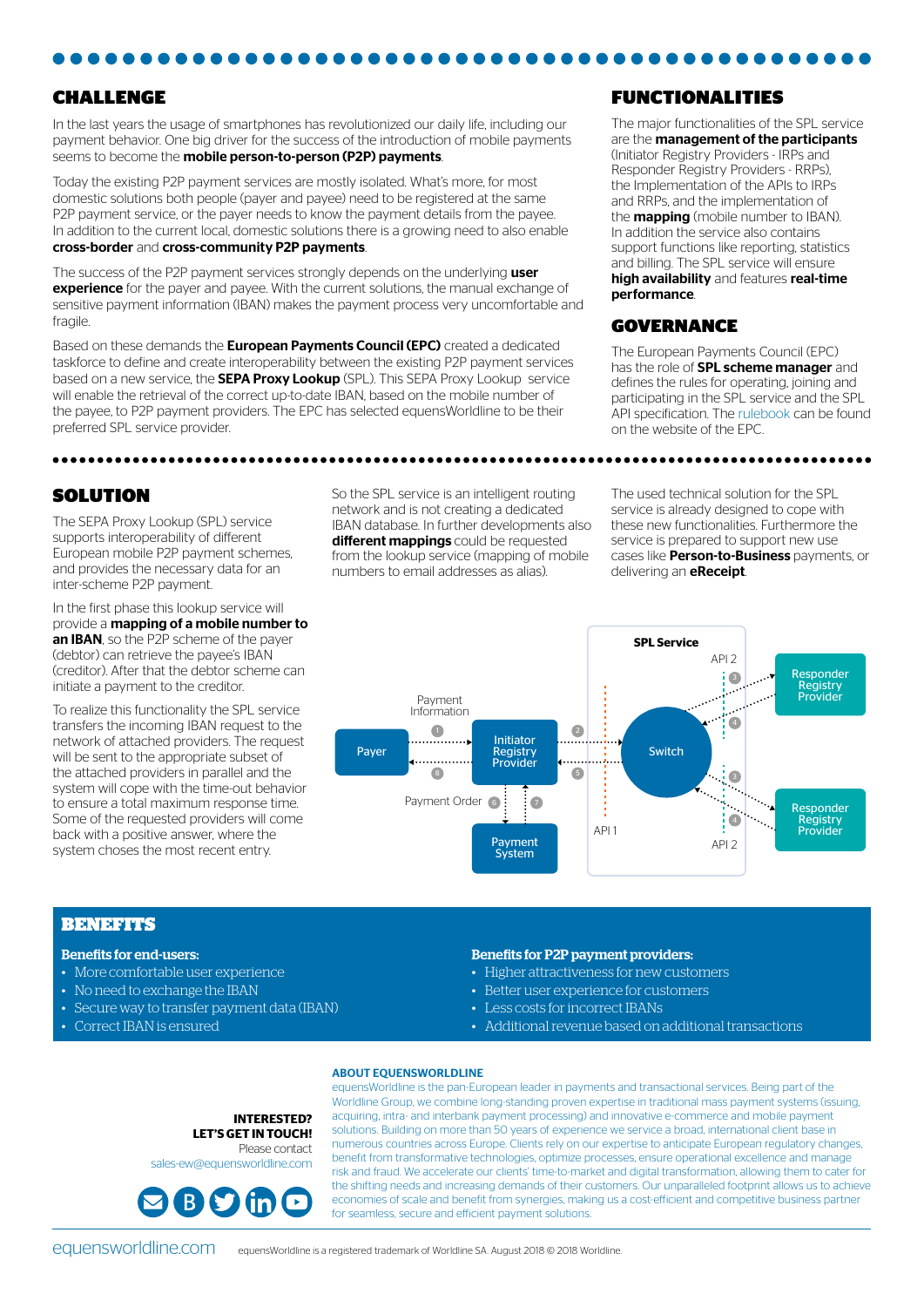## CHALLENGE

In the last years the usage of smartphones has revolutionized our daily life, including our payment behavior. One big driver for the success of the introduction of mobile payments seems to become the **mobile person-to-person (P2P) payments**.

Today the existing P2P payment services are mostly isolated. What's more, for most domestic solutions both people (payer and payee) need to be registered at the same P2P payment service, or the payer needs to know the payment details from the payee. In addition to the current local, domestic solutions there is a growing need to also enable **cross-border** and **cross-community P2P payments**.

The success of the P2P payment services strongly depends on the underlying **user experience** for the payer and payee. With the current solutions, the manual exchange of sensitive payment information (IBAN) makes the payment process very uncomfortable and fragile.

Based on these demands the **European Payments Council (EPC)** created a dedicated taskforce to define and create interoperability between the existing P2P payment services based on a new service, the **SEPA Proxy Lookup** (SPL). This SEPA Proxy Lookup service will enable the retrieval of the correct up-to-date IBAN, based on the mobile number of the payee, to P2P payment providers. The EPC has selected equensWorldline to be their preferred SPL service provider.

## FUNCTIONALITIES

The major functionalities of the SPL service are the **management of the participants** (Initiator Registry Providers - IRPs and Responder Registry Providers - RRPs), the Implementation of the APIs to IRPs and RRPs, and the implementation of the **mapping** (mobile number to IBAN). In addition the service also contains support functions like reporting, statistics and billing. The SPL service will ensure **high availability** and features **real-time performance**.

## GOVERNANCE

The European Payments Council (EPC) has the role of **SPL scheme manager** and defines the rules for operating, joining and participating in the SPL service and the SPL API specification. The rulebook can be found on the website of the EPC.

## SOLUTION

The SEPA Proxy Lookup (SPL) service supports interoperability of different European mobile P2P payment schemes, and provides the necessary data for an inter-scheme P2P payment.

In the first phase this lookup service will provide a **mapping of a mobile number to an IBAN**, so the P2P scheme of the payer (debtor) can retrieve the payee's IBAN (creditor). After that the debtor scheme can initiate a payment to the creditor.

To realize this functionality the SPL service transfers the incoming IBAN request to the network of attached providers. The request will be sent to the appropriate subset of the attached providers in parallel and the system will cope with the time-out behavior to ensure a total maximum response time. Some of the requested providers will come back with a positive answer, where the system choses the most recent entry.

So the SPL service is an intelligent routing network and is not creating a dedicated IBAN database. In further developments also **different mappings** could be requested from the lookup service (mapping of mobile numbers to email addresses as alias).

The used technical solution for the SPL service is already designed to cope with these new functionalities. Furthermore the service is prepared to support new use cases like **Person-to-Business** payments, or delivering an **eReceipt**.

SPL Service
Payer
Payment Information
1
8
Initiator Registry Provider
Payment Order 6 7
Payment System
2
5
API 1
Switch
API 2
3
4
3
4
API 2
Responder Registry Provider
Responder Registry Provider

## BENEFITS

**Benefits for end-users:**

- More comfortable user experience
- No need to exchange the IBAN
- Secure way to transfer payment data (IBAN)
- Correct IBAN is ensured

**Benefits for P2P payment providers:**

- Higher attractiveness for new customers
- Better user experience for customers
- Less costs for incorrect IBANs
- Additional revenue based on additional transactions

**INTERESTED?**
**LET'S GET IN TOUCH!**
Please contact
sales-ew@equensworldline.com

**ABOUT EQUENSWORLDLINE**

equensWorldline is the pan-European leader in payments and transactional services. Being part of the Worldline Group, we combine long-standing proven expertise in traditional mass payment systems (issuing, acquiring, intra- and interbank payment processing) and innovative e-commerce and mobile payment solutions. Building on more than 50 years of experience we service a broad, international client base in numerous countries across Europe. Clients rely on our expertise to anticipate European regulatory changes, benefit from transformative technologies, optimize processes, ensure operational excellence and manage risk and fraud. We accelerate our clients' time-to-market and digital transformation, allowing them to cater for the shifting needs and increasing demands of their customers. Our unparalleled footprint allows us to achieve economies of scale and benefit from synergies, making us a cost-efficient and competitive business partner for seamless, secure and efficient payment solutions.

equensworldline.com

equensWorldline is a registered trademark of Worldline SA. August 2018 © 2018 Worldline.